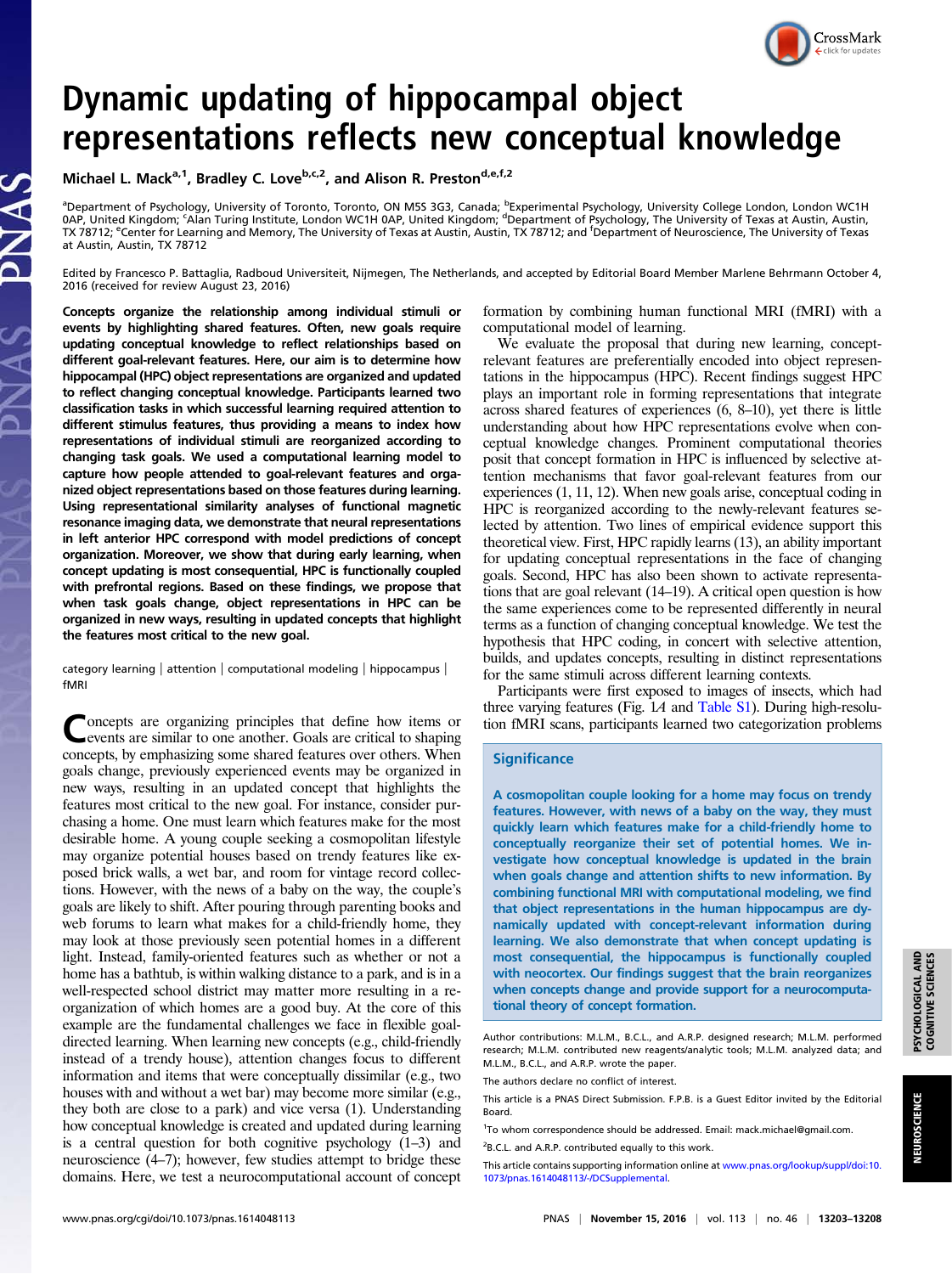# Dynamic updating of hippocampal object representations reflects new conceptual knowledge

Michael L. Mack[a,1], Bradley C. Love[b,c,2], and Alison R. Preston[d,e,f,2]

[a]Department of Psychology, University of Toronto, Toronto, ON M5S 3G3, Canada; [b]Experimental Psychology, University College London, London WC1H 0AP, United Kingdom; [c]Alan Turing Institute, London WC1H 0AP, United Kingdom; [d]Department of Psychology, The University of Texas at Austin, Austin, TX 78712; [e]Center for Learning and Memory, The University of Texas at Austin, Austin, TX 78712; and [f]Department of Neuroscience, The University of Texas at Austin, Austin, TX 78712

Edited by Francesco P. Battaglia, Radboud Universiteit, Nijmegen, The Netherlands, and accepted by Editorial Board Member Marlene Behrmann October 4, 2016 (received for review August 23, 2016)

**Concepts organize the relationship among individual stimuli or events by highlighting shared features. Often, new goals require updating conceptual knowledge to reflect relationships based on different goal-relevant features. Here, our aim is to determine how hippocampal (HPC) object representations are organized and updated to reflect changing conceptual knowledge. Participants learned two classification tasks in which successful learning required attention to different stimulus features, thus providing a means to index how representations of individual stimuli are reorganized according to changing task goals. We used a computational learning model to capture how people attended to goal-relevant features and organized object representations based on those features during learning. Using representational similarity analyses of functional magnetic resonance imaging data, we demonstrate that neural representations in left anterior HPC correspond with model predictions of concept organization. Moreover, we show that during early learning, when concept updating is most consequential, HPC is functionally coupled with prefrontal regions. Based on these findings, we propose that when task goals change, object representations in HPC can be organized in new ways, resulting in updated concepts that highlight the features most critical to the new goal.**

category learning | attention | computational modeling | hippocampus | fMRI

Concepts are organizing principles that define how items or events are similar to one another. Goals are critical to shaping concepts, by emphasizing some shared features over others. When goals change, previously experienced events may be organized in new ways, resulting in an updated concept that highlights the features most critical to the new goal. For instance, consider purchasing a home. One must learn which features make for the most desirable home. A young couple seeking a cosmopolitan lifestyle may organize potential houses based on trendy features like exposed brick walls, a wet bar, and room for vintage record collections. However, with the news of a baby on the way, the couple's goals are likely to shift. After pouring through parenting books and web forums to learn what makes for a child-friendly home, they may look at those previously seen potential homes in a different light. Instead, family-oriented features such as whether or not a home has a bathtub, is within walking distance to a park, and is in a well-respected school district may matter more resulting in a reorganization of which homes are a good buy. At the core of this example are the fundamental challenges we face in flexible goal-directed learning. When learning new concepts (e.g., child-friendly instead of a trendy house), attention changes focus to different information and items that were conceptually dissimilar (e.g., two houses with and without a wet bar) may become more similar (e.g., they both are close to a park) and vice versa (1). Understanding how conceptual knowledge is created and updated during learning is a central question for both cognitive psychology (1–3) and neuroscience (4–7); however, few studies attempt to bridge these domains. Here, we test a neurocomputational account of concept formation by combining human functional MRI (fMRI) with a computational model of learning.

We evaluate the proposal that during new learning, concept-relevant features are preferentially encoded into object representations in the hippocampus (HPC). Recent findings suggest HPC plays an important role in forming representations that integrate across shared features of experiences (6, 8–10), yet there is little understanding about how HPC representations evolve when conceptual knowledge changes. Prominent computational theories posit that concept formation in HPC is influenced by selective attention mechanisms that favor goal-relevant features from our experiences (1, 11, 12). When new goals arise, conceptual coding in HPC is reorganized according to the newly-relevant features selected by attention. Two lines of empirical evidence support this theoretical view. First, HPC rapidly learns (13), an ability important for updating conceptual representations in the face of changing goals. Second, HPC has also been shown to activate representations that are goal relevant (14–19). A critical open question is how the same experiences come to be represented differently in neural terms as a function of changing conceptual knowledge. We test the hypothesis that HPC coding, in concert with selective attention, builds, and updates concepts, resulting in distinct representations for the same stimuli across different learning contexts.

Participants were first exposed to images of insects, which had three varying features (Fig. 1A and Table S1). During high-resolution fMRI scans, participants learned two categorization problems

## Significance

A cosmopolitan couple looking for a home may focus on trendy features. However, with news of a baby on the way, they must quickly learn which features make for a child-friendly home to conceptually reorganize their set of potential homes. We investigate how conceptual knowledge is updated in the brain when goals change and attention shifts to new information. By combining functional MRI with computational modeling, we find that object representations in the human hippocampus are dynamically updated with concept-relevant information during learning. We also demonstrate that when concept updating is most consequential, the hippocampus is functionally coupled with neocortex. Our findings suggest that the brain reorganizes when concepts change and provide support for a neurocomputational theory of concept formation.

Author contributions: M.L.M., B.C.L., and A.R.P. designed research; M.L.M. performed research; M.L.M. contributed new reagents/analytic tools; M.L.M. analyzed data; and M.L.M., B.C.L., and A.R.P. wrote the paper.

The authors declare no conflict of interest.

This article is a PNAS Direct Submission. F.P.B. is a Guest Editor invited by the Editorial Board.

[1]To whom correspondence should be addressed. Email: mack.michael@gmail.com.

[2]B.C.L. and A.R.P. contributed equally to this work.

This article contains supporting information online at www.pnas.org/lookup/suppl/doi:10.1073/pnas.1614048113/-/DCSupplemental.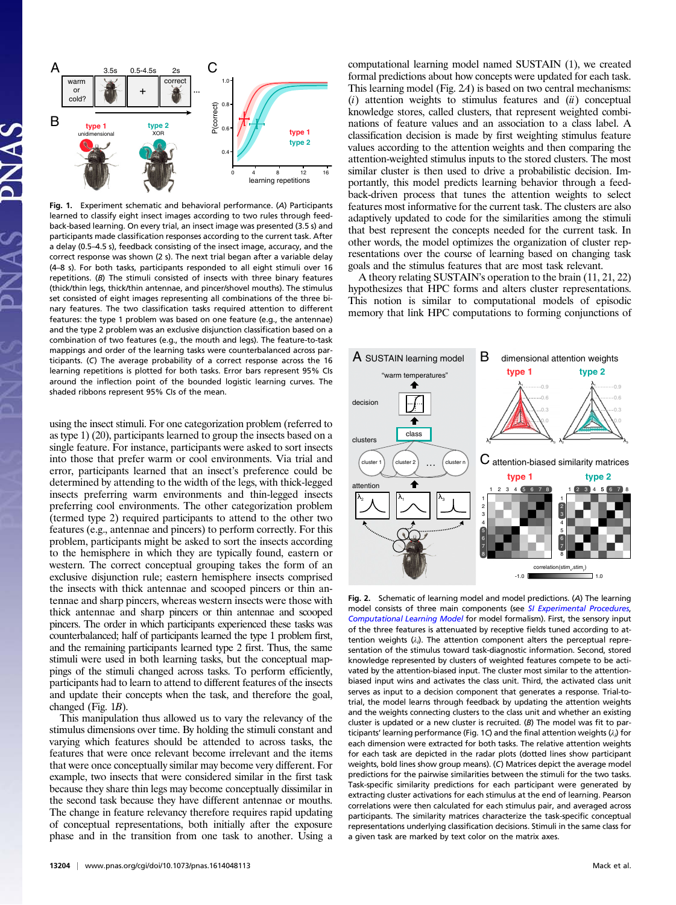A

warm or cold?

3.5s

0.5-4.5s

+

2s

correct

...

B

type 1
unidimensional

type 2
XOR

C

P(correct)

1.0

0.8

0.6

0.4

0

4

8

12

16

learning repetitions

type 1

type 2

**Fig. 1.** Experiment schematic and behavioral performance. (*A*) Participants learned to classify eight insect images according to two rules through feedback-based learning. On every trial, an insect image was presented (3.5 s) and participants made classification responses according to the current task. After a delay (0.5–4.5 s), feedback consisting of the insect image, accuracy, and the correct response was shown (2 s). The next trial began after a variable delay (4–8 s). For both tasks, participants responded to all eight stimuli over 16 repetitions. (*B*) The stimuli consisted of insects with three binary features (thick/thin legs, thick/thin antennae, and pincer/shovel mouths). The stimulus set consisted of eight images representing all combinations of the three binary features. The two classification tasks required attention to different features: the type 1 problem was based on one feature (e.g., the antennae) and the type 2 problem was an exclusive disjunction classification based on a combination of two features (e.g., the mouth and legs). The feature-to-task mappings and order of the learning tasks were counterbalanced across participants. (*C*) The average probability of a correct response across the 16 learning repetitions is plotted for both tasks. Error bars represent 95% CIs around the inflection point of the bounded logistic learning curves. The shaded ribbons represent 95% CIs of the mean.

using the insect stimuli. For one categorization problem (referred to as type 1) (20), participants learned to group the insects based on a single feature. For instance, participants were asked to sort insects into those that prefer warm or cool environments. Via trial and error, participants learned that an insect's preference could be determined by attending to the width of the legs, with thick-legged insects preferring warm environments and thin-legged insects preferring cool environments. The other categorization problem (termed type 2) required participants to attend to the other two features (e.g., antennae and pincers) to perform correctly. For this problem, participants might be asked to sort the insects according to the hemisphere in which they are typically found, eastern or western. The correct conceptual grouping takes the form of an exclusive disjunction rule; eastern hemisphere insects comprised the insects with thick antennae and scooped pincers or thin antennae and sharp pincers, whereas western insects were those with thick antennae and sharp pincers or thin antennae and scooped pincers. The order in which participants experienced these tasks was counterbalanced; half of participants learned the type 1 problem first, and the remaining participants learned type 2 first. Thus, the same stimuli were used in both learning tasks, but the conceptual mappings of the stimuli changed across tasks. To perform efficiently, participants had to learn to attend to different features of the insects and update their concepts when the task, and therefore the goal, changed (Fig. 1*B*).

This manipulation thus allowed us to vary the relevancy of the stimulus dimensions over time. By holding the stimuli constant and varying which features should be attended to across tasks, the features that were once relevant become irrelevant and the items that were once conceptually similar may become very different. For example, two insects that were considered similar in the first task because they share thin legs may become conceptually dissimilar in the second task because they have different antennae or mouths. The change in feature relevancy therefore requires rapid updating of conceptual representations, both initially after the exposure phase and in the transition from one task to another. Using a computational learning model named SUSTAIN (1), we created formal predictions about how concepts were updated for each task. This learning model (Fig. 2*A*) is based on two central mechanisms: (*i*) attention weights to stimulus features and (*ii*) conceptual knowledge stores, called clusters, that represent weighted combinations of feature values and an association to a class label. A classification decision is made by first weighting stimulus feature values according to the attention weights and then comparing the attention-weighted stimulus inputs to the stored clusters. The most similar cluster is then used to drive a probabilistic decision. Importantly, this model predicts learning behavior through a feedback-driven process that tunes the attention weights to select features most informative for the current task. The clusters are also adaptively updated to code for the similarities among the stimuli that best represent the concepts needed for the current task. In other words, the model optimizes the organization of cluster representations over the course of learning based on changing task goals and the stimulus features that are most task relevant.

A theory relating SUSTAIN's operation to the brain (11, 21, 22) hypothesizes that HPC forms and alters cluster representations. This notion is similar to computational models of episodic memory that link HPC computations to forming conjunctions of

A SUSTAIN learning model

"warm temperatures"

decision

class

clusters

cluster 1

cluster 2

...

cluster n

attention

$\lambda_2$

$\lambda_1$

$\lambda_3$

B dimensional attention weights

type 1

type 2

$\lambda_1$

0.9

0.6

0.3

0.0

$\lambda_2$

$\lambda_3$

C attention-biased similarity matrices

type 1

type 2

1 2 3 4 5 6 7 8

correlation(stim$_i$,stim$_j$)

-1.0

1.0

**Fig. 2.** Schematic of learning model and model predictions. (*A*) The learning model consists of three main components (see *SI Experimental Procedures*, *Computational Learning Model* for model formalism). First, the sensory input of the three features is attenuated by receptive fields tuned according to attention weights ($\lambda_i$). The attention component alters the perceptual representation of the stimulus toward task-diagnostic information. Second, stored knowledge represented by clusters of weighted features compete to be activated by the attention-biased input. The cluster most similar to the attention-biased input wins and activates the class unit. Third, the activated class unit serves as input to a decision component that generates a response. Trial-to-trial, the model learns through feedback by updating the attention weights and the weights connecting clusters to the class unit and whether an existing cluster is updated or a new cluster is recruited. (*B*) The model was fit to participants' learning performance (Fig. 1*C*) and the final attention weights ($\lambda_i$) for each dimension were extracted for both tasks. The relative attention weights for each task are depicted in the radar plots (dotted lines show participant weights, bold lines show group means). (*C*) Matrices depict the average model predictions for the pairwise similarities between the stimuli for the two tasks. Task-specific similarity predictions for each participant were generated by extracting cluster activations for each stimulus at the end of learning. Pearson correlations were then calculated for each stimulus pair, and averaged across participants. The similarity matrices characterize the task-specific conceptual representations underlying classification decisions. Stimuli in the same class for a given task are marked by text color on the matrix axes.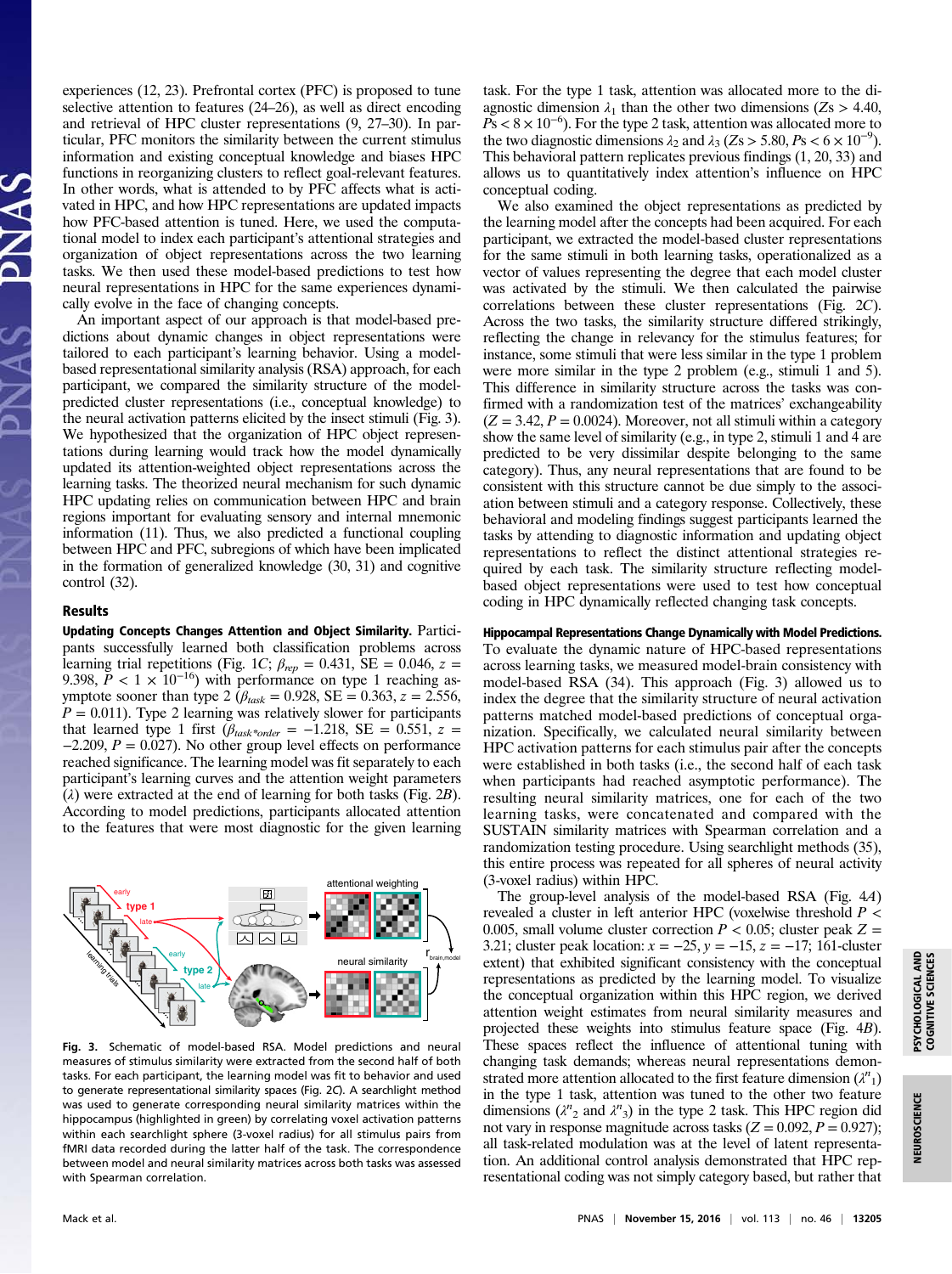experiences (12, 23). Prefrontal cortex (PFC) is proposed to tune selective attention to features (24–26), as well as direct encoding and retrieval of HPC cluster representations (9, 27–30). In particular, PFC monitors the similarity between the current stimulus information and existing conceptual knowledge and biases HPC functions in reorganizing clusters to reflect goal-relevant features. In other words, what is attended to by PFC affects what is activated in HPC, and how HPC representations are updated impacts how PFC-based attention is tuned. Here, we used the computational model to index each participant's attentional strategies and organization of object representations across the two learning tasks. We then used these model-based predictions to test how neural representations in HPC for the same experiences dynamically evolve in the face of changing concepts.

An important aspect of our approach is that model-based predictions about dynamic changes in object representations were tailored to each participant's learning behavior. Using a model-based representational similarity analysis (RSA) approach, for each participant, we compared the similarity structure of the model-predicted cluster representations (i.e., conceptual knowledge) to the neural activation patterns elicited by the insect stimuli (Fig. 3). We hypothesized that the organization of HPC object representations during learning would track how the model dynamically updated its attention-weighted object representations across the learning tasks. The theorized neural mechanism for such dynamic HPC updating relies on communication between HPC and brain regions important for evaluating sensory and internal mnemonic information (11). Thus, we also predicted a functional coupling between HPC and PFC, subregions of which have been implicated in the formation of generalized knowledge (30, 31) and cognitive control (32).

## Results

**Updating Concepts Changes Attention and Object Similarity.** Participants successfully learned both classification problems across learning trial repetitions (Fig. 1C; $\beta_{rep}$ = 0.431, SE = 0.046, $z$ = 9.398, $P < 1 \times 10^{-16}$) with performance on type 1 reaching asymptote sooner than type 2 ($\beta_{task}$ = 0.928, SE = 0.363, $z$ = 2.556, $P$ = 0.011). Type 2 learning was relatively slower for participants that learned type 1 first ($\beta_{task*order}$ = −1.218, SE = 0.551, $z$ = −2.209, $P$ = 0.027). No other group level effects on performance reached significance. The learning model was fit separately to each participant's learning curves and the attention weight parameters ($\lambda$) were extracted at the end of learning for both tasks (Fig. 2B). According to model predictions, participants allocated attention to the features that were most diagnostic for the given learning task. For the type 1 task, attention was allocated more to the diagnostic dimension $\lambda_1$ than the other two dimensions ($Z$s > 4.40, $P$s < $8 \times 10^{-6}$). For the type 2 task, attention was allocated more to the two diagnostic dimensions $\lambda_2$ and $\lambda_3$ ($Z$s > 5.80, $P$s < $6 \times 10^{-9}$). This behavioral pattern replicates previous findings (1, 20, 33) and allows us to quantitatively index attention's influence on HPC conceptual coding.

We also examined the object representations as predicted by the learning model after the concepts had been acquired. For each participant, we extracted the model-based cluster representations for the same stimuli in both learning tasks, operationalized as a vector of values representing the degree that each model cluster was activated by the stimuli. We then calculated the pairwise correlations between these cluster representations (Fig. 2C). Across the two tasks, the similarity structure differed strikingly, reflecting the change in relevancy for the stimulus features; for instance, some stimuli that were less similar in the type 1 problem were more similar in the type 2 problem (e.g., stimuli 1 and 5). This difference in similarity structure across the tasks was confirmed with a randomization test of the matrices' exchangeability ($Z$ = 3.42, $P$ = 0.0024). Moreover, not all stimuli within a category show the same level of similarity (e.g., in type 2, stimuli 1 and 4 are predicted to be very dissimilar despite belonging to the same category). Thus, any neural representations that are found to be consistent with this structure cannot be due simply to the association between stimuli and a category response. Collectively, these behavioral and modeling findings suggest participants learned the tasks by attending to diagnostic information and updating object representations to reflect the distinct attentional strategies required by each task. The similarity structure reflecting model-based object representations were used to test how conceptual coding in HPC dynamically reflected changing task concepts.

**Hippocampal Representations Change Dynamically with Model Predictions.** To evaluate the dynamic nature of HPC-based representations across learning tasks, we measured model-brain consistency with model-based RSA (34). This approach (Fig. 3) allowed us to index the degree that the similarity structure of neural activation patterns matched model-based predictions of conceptual organization. Specifically, we calculated neural similarity between HPC activation patterns for each stimulus pair after the concepts were established in both tasks (i.e., the second half of each task when participants had reached asymptotic performance). The resulting neural similarity matrices, one for each of the two learning tasks, were concatenated and compared with the SUSTAIN similarity matrices with Spearman correlation and a randomization testing procedure. Using searchlight methods (35), this entire process was repeated for all spheres of neural activity (3-voxel radius) within HPC.

The group-level analysis of the model-based RSA (Fig. 4A) revealed a cluster in left anterior HPC (voxelwise threshold $P$ < 0.005, small volume correction $P$ < 0.05; cluster peak $Z$ = 3.21; cluster peak location: $x$ = −25, $y$ = −15, $z$ = −17; 161-cluster extent) that exhibited significant consistency with the conceptual representations as predicted by the learning model. To visualize the conceptual organization within this HPC region, we derived attention weight estimates from neural similarity measures and projected these weights into stimulus feature space (Fig. 4B). These spaces reflect the influence of attentional tuning with changing task demands; whereas neural representations demonstrated more attention allocated to the first feature dimension ($\lambda''_1$) in the type 1 task, attention was tuned to the other two feature dimensions ($\lambda''_2$ and $\lambda''_3$) in the type 2 task. This HPC region did not vary in response magnitude across tasks ($Z$ = 0.092, $P$ = 0.927); all task-related modulation was at the level of latent representation. An additional control analysis demonstrated that HPC representational coding was not simply category based, but rather that

**Fig. 3.** Schematic of model-based RSA. Model predictions and neural measures of stimulus similarity were extracted from the second half of both tasks. For each participant, the learning model was fit to behavior and used to generate representational similarity spaces (Fig. 2C). A searchlight method was used to generate corresponding neural similarity matrices within the hippocampus (highlighted in green) by correlating voxel activation patterns within each searchlight sphere (3-voxel radius) for all stimulus pairs from fMRI data recorded during the latter half of the task. The correspondence between model and neural similarity matrices across both tasks was assessed with Spearman correlation.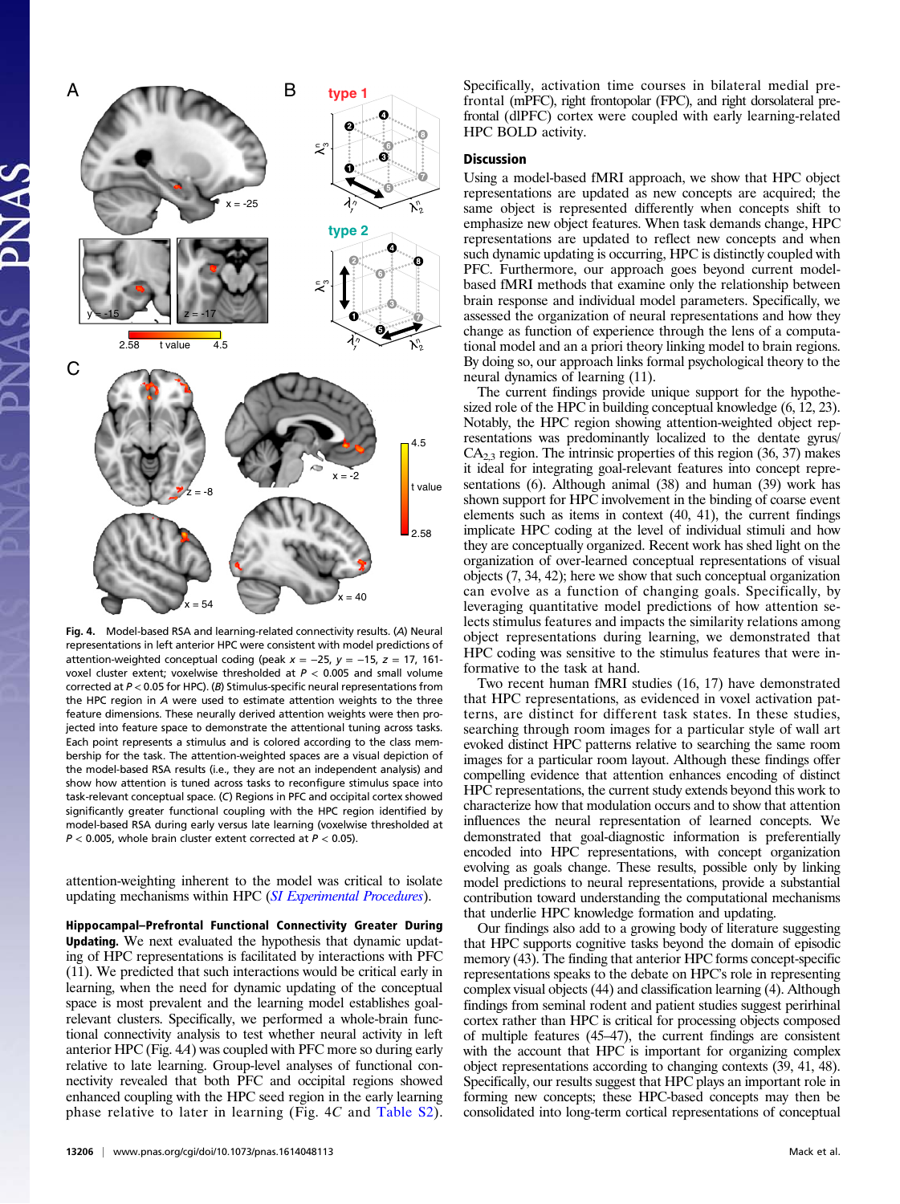Fig. 4. Model-based RSA and learning-related connectivity results. (*A*) Neural representations in left anterior HPC were consistent with model predictions of attention-weighted conceptual coding (peak $x = -25$, $y = -15$, $z = 17$, 161-voxel cluster extent; voxelwise thresholded at $P < 0.005$ and small volume corrected at $P < 0.05$ for HPC). (*B*) Stimulus-specific neural representations from the HPC region in *A* were used to estimate attention weights to the three feature dimensions. These neurally derived attention weights were then projected into feature space to demonstrate the attentional tuning across tasks. Each point represents a stimulus and is colored according to the class membership for the task. The attention-weighted spaces are a visual depiction of the model-based RSA results (i.e., they are not an independent analysis) and show how attention is tuned across tasks to reconfigure stimulus space into task-relevant conceptual space. (*C*) Regions in PFC and occipital cortex showed significantly greater functional coupling with the HPC region identified by model-based RSA during early versus late learning (voxelwise thresholded at $P < 0.005$, whole brain cluster extent corrected at $P < 0.05$).

attention-weighting inherent to the model was critical to isolate updating mechanisms within HPC (*SI Experimental Procedures*).

**Hippocampal–Prefrontal Functional Connectivity Greater During Updating.** We next evaluated the hypothesis that dynamic updating of HPC representations is facilitated by interactions with PFC (11). We predicted that such interactions would be critical early in learning, when the need for dynamic updating of the conceptual space is most prevalent and the learning model establishes goal-relevant clusters. Specifically, we performed a whole-brain functional connectivity analysis to test whether neural activity in left anterior HPC (Fig. 4*A*) was coupled with PFC more so during early relative to late learning. Group-level analyses of functional connectivity revealed that both PFC and occipital regions showed enhanced coupling with the HPC seed region in the early learning phase relative to later in learning (Fig. 4*C* and Table S2). Specifically, activation time courses in bilateral medial prefrontal (mPFC), right frontopolar (FPC), and right dorsolateral prefrontal (dlPFC) cortex were coupled with early learning-related HPC BOLD activity.

## Discussion

Using a model-based fMRI approach, we show that HPC object representations are updated as new concepts are acquired; the same object is represented differently when concepts shift to emphasize new object features. When task demands change, HPC representations are updated to reflect new concepts and when such dynamic updating is occurring, HPC is distinctly coupled with PFC. Furthermore, our approach goes beyond current model-based fMRI methods that examine only the relationship between brain response and individual model parameters. Specifically, we assessed the organization of neural representations and how they change as function of experience through the lens of a computational model and an a priori theory linking model to brain regions. By doing so, our approach links formal psychological theory to the neural dynamics of learning (11).

The current findings provide unique support for the hypothesized role of the HPC in building conceptual knowledge (6, 12, 23). Notably, the HPC region showing attention-weighted object representations was predominantly localized to the dentate gyrus/$CA_{2,3}$ region. The intrinsic properties of this region (36, 37) makes it ideal for integrating goal-relevant features into concept representations (6). Although animal (38) and human (39) work has shown support for HPC involvement in the binding of coarse event elements such as items in context (40, 41), the current findings implicate HPC coding at the level of individual stimuli and how they are conceptually organized. Recent work has shed light on the organization of over-learned conceptual representations of visual objects (7, 34, 42); here we show that such conceptual organization can evolve as a function of changing goals. Specifically, by leveraging quantitative model predictions of how attention selects stimulus features and impacts the similarity relations among object representations during learning, we demonstrated that HPC coding was sensitive to the stimulus features that were informative to the task at hand.

Two recent human fMRI studies (16, 17) have demonstrated that HPC representations, as evidenced in voxel activation patterns, are distinct for different task states. In these studies, searching through room images for a particular style of wall art evoked distinct HPC patterns relative to searching the same room images for a particular room layout. Although these findings offer compelling evidence that attention enhances encoding of distinct HPC representations, the current study extends beyond this work to characterize how that modulation occurs and to show that attention influences the neural representation of learned concepts. We demonstrated that goal-diagnostic information is preferentially encoded into HPC representations, with concept organization evolving as goals change. These results, possible only by linking model predictions to neural representations, provide a substantial contribution toward understanding the computational mechanisms that underlie HPC knowledge formation and updating.

Our findings also add to a growing body of literature suggesting that HPC supports cognitive tasks beyond the domain of episodic memory (43). The finding that anterior HPC forms concept-specific representations speaks to the debate on HPC's role in representing complex visual objects (44) and classification learning (4). Although findings from seminal rodent and patient studies suggest perirhinal cortex rather than HPC is critical for processing objects composed of multiple features (45–47), the current findings are consistent with the account that HPC is important for organizing complex object representations according to changing contexts (39, 41, 48). Specifically, our results suggest that HPC plays an important role in forming new concepts; these HPC-based concepts may then be consolidated into long-term cortical representations of conceptual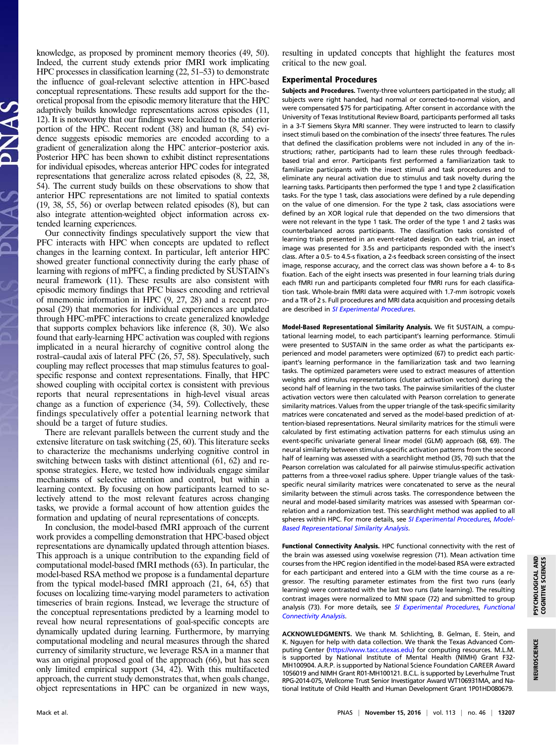knowledge, as proposed by prominent memory theories (49, 50). Indeed, the current study extends prior fMRI work implicating HPC processes in classification learning (22, 51–53) to demonstrate the influence of goal-relevant selective attention in HPC-based conceptual representations. These results add support for the theoretical proposal from the episodic memory literature that the HPC adaptively builds knowledge representations across episodes (11, 12). It is noteworthy that our findings were localized to the anterior portion of the HPC. Recent rodent (38) and human (8, 54) evidence suggests episodic memories are encoded according to a gradient of generalization along the HPC anterior–posterior axis. Posterior HPC has been shown to exhibit distinct representations for individual episodes, whereas anterior HPC codes for integrated representations that generalize across related episodes (8, 22, 38, 54). The current study builds on these observations to show that anterior HPC representations are not limited to spatial contexts (19, 38, 55, 56) or overlap between related episodes (8), but can also integrate attention-weighted object information across extended learning experiences.

Our connectivity findings speculatively support the view that PFC interacts with HPC when concepts are updated to reflect changes in the learning context. In particular, left anterior HPC showed greater functional connectivity during the early phase of learning with regions of mPFC, a finding predicted by SUSTAIN's neural framework (11). These results are also consistent with episodic memory findings that PFC biases encoding and retrieval of mnemonic information in HPC (9, 27, 28) and a recent proposal (29) that memories for individual experiences are updated through HPC-mPFC interactions to create generalized knowledge that supports complex behaviors like inference (8, 30). We also found that early-learning HPC activation was coupled with regions implicated in a neural hierarchy of cognitive control along the rostral–caudal axis of lateral PFC (26, 57, 58). Speculatively, such coupling may reflect processes that map stimulus features to goal-specific response and context representations. Finally, that HPC showed coupling with occipital cortex is consistent with previous reports that neural representations in high-level visual areas change as a function of experience (34, 59). Collectively, these findings speculatively offer a potential learning network that should be a target of future studies.

There are relevant parallels between the current study and the extensive literature on task switching (25, 60). This literature seeks to characterize the mechanisms underlying cognitive control in switching between tasks with distinct attentional (61, 62) and response strategies. Here, we tested how individuals engage similar mechanisms of selective attention and control, but within a learning context. By focusing on how participants learned to selectively attend to the most relevant features across changing tasks, we provide a formal account of how attention guides the formation and updating of neural representations of concepts.

In conclusion, the model-based fMRI approach of the current work provides a compelling demonstration that HPC-based object representations are dynamically updated through attention biases. This approach is a unique contribution to the expanding field of computational model-based fMRI methods (63). In particular, the model-based RSA method we propose is a fundamental departure from the typical model-based fMRI approach (21, 64, 65) that focuses on localizing time-varying model parameters to activation timeseries of brain regions. Instead, we leverage the structure of the conceptual representations predicted by a learning model to reveal how neural representations of goal-specific concepts are dynamically updated during learning. Furthermore, by marrying computational modeling and neural measures through the shared currency of similarity structure, we leverage RSA in a manner that was an original proposed goal of the approach (66), but has seen only limited empirical support (34, 42). With this multifaceted approach, the current study demonstrates that, when goals change, object representations in HPC can be organized in new ways, resulting in updated concepts that highlight the features most critical to the new goal.

## Experimental Procedures

**Subjects and Procedures.** Twenty-three volunteers participated in the study; all subjects were right handed, had normal or corrected-to-normal vision, and were compensated $75 for participating. After consent in accordance with the University of Texas Institutional Review Board, participants performed all tasks in a 3-T Siemens Skyra MRI scanner. They were instructed to learn to classify insect stimuli based on the combination of the insects' three features. The rules that defined the classification problems were not included in any of the instructions; rather, participants had to learn these rules through feedback-based trial and error. Participants first performed a familiarization task to familiarize participants with the insect stimuli and task procedures and to eliminate any neural activation due to stimulus and task novelty during the learning tasks. Participants then performed the type 1 and type 2 classification tasks. For the type 1 task, class associations were defined by a rule depending on the value of one dimension. For the type 2 task, class associations were defined by an XOR logical rule that depended on the two dimensions that were not relevant in the type 1 task. The order of the type 1 and 2 tasks was counterbalanced across participants. The classification tasks consisted of learning trials presented in an event-related design. On each trial, an insect image was presented for 3.5s and participants responded with the insect's class. After a 0.5- to 4.5-s fixation, a 2-s feedback screen consisting of the insect image, response accuracy, and the correct class was shown before a 4- to 8-s fixation. Each of the eight insects was presented in four learning trials during each fMRI run and participants completed four fMRI runs for each classification task. Whole-brain fMRI data were acquired with 1.7-mm isotropic voxels and a TR of 2 s. Full procedures and MRI data acquisition and processing details are described in *SI Experimental Procedures*.

**Model-Based Representational Similarity Analysis.** We fit SUSTAIN, a computational learning model, to each participant's learning performance. Stimuli were presented to SUSTAIN in the same order as what the participants experienced and model parameters were optimized (67) to predict each participant's learning performance in the familiarization task and two learning tasks. The optimized parameters were used to extract measures of attention weights and stimulus representations (cluster activation vectors) during the second half of learning in the two tasks. The pairwise similarities of the cluster activation vectors were then calculated with Pearson correlation to generate similarity matrices. Values from the upper triangle of the task-specific similarity matrices were concatenated and served as the model-based prediction of attention-biased representations. Neural similarity matrices for the stimuli were calculated by first estimating activation patterns for each stimulus using an event-specific univariate general linear model (GLM) approach (68, 69). The neural similarity between stimulus-specific activation patterns from the second half of learning was assessed with a searchlight method (35, 70) such that the Pearson correlation was calculated for all pairwise stimulus-specific activation patterns from a three-voxel radius sphere. Upper triangle values of the task-specific neural similarity matrices were concatenated to serve as the neural similarity between the stimuli across tasks. The correspondence between the neural and model-based similarity matrices was assessed with Spearman correlation and a randomization test. This searchlight method was applied to all spheres within HPC. For more details, see *SI Experimental Procedures*, *Model-Based Representational Similarity Analysis*.

**Functional Connectivity Analysis.** HPC functional connectivity with the rest of the brain was assessed using voxelwise regression (71). Mean activation time courses from the HPC region identified in the model-based RSA were extracted for each participant and entered into a GLM with the time course as a regressor. The resulting parameter estimates from the first two runs (early learning) were contrasted with the last two runs (late learning). The resulting contrast images were normalized to MNI space (72) and submitted to group analysis (73). For more details, see *SI Experimental Procedures*, *Functional Connectivity Analysis*.

**ACKNOWLEDGMENTS.** We thank M. Schlichting, B. Gelman, E. Stein, and K. Nguyen for help with data collection. We thank the Texas Advanced Computing Center (https://www.tacc.utexas.edu) for computing resources. M.L.M. is supported by National Institute of Mental Health (NIMH) Grant F32-MH100904. A.R.P. is supported by National Science Foundation CAREER Award 1056019 and NIMH Grant R01-MH100121. B.C.L. is supported by Leverhulme Trust RPG-2014-075, Wellcome Trust Senior Investigator Award WT106931MA, and National Institute of Child Health and Human Development Grant 1P01HD080679.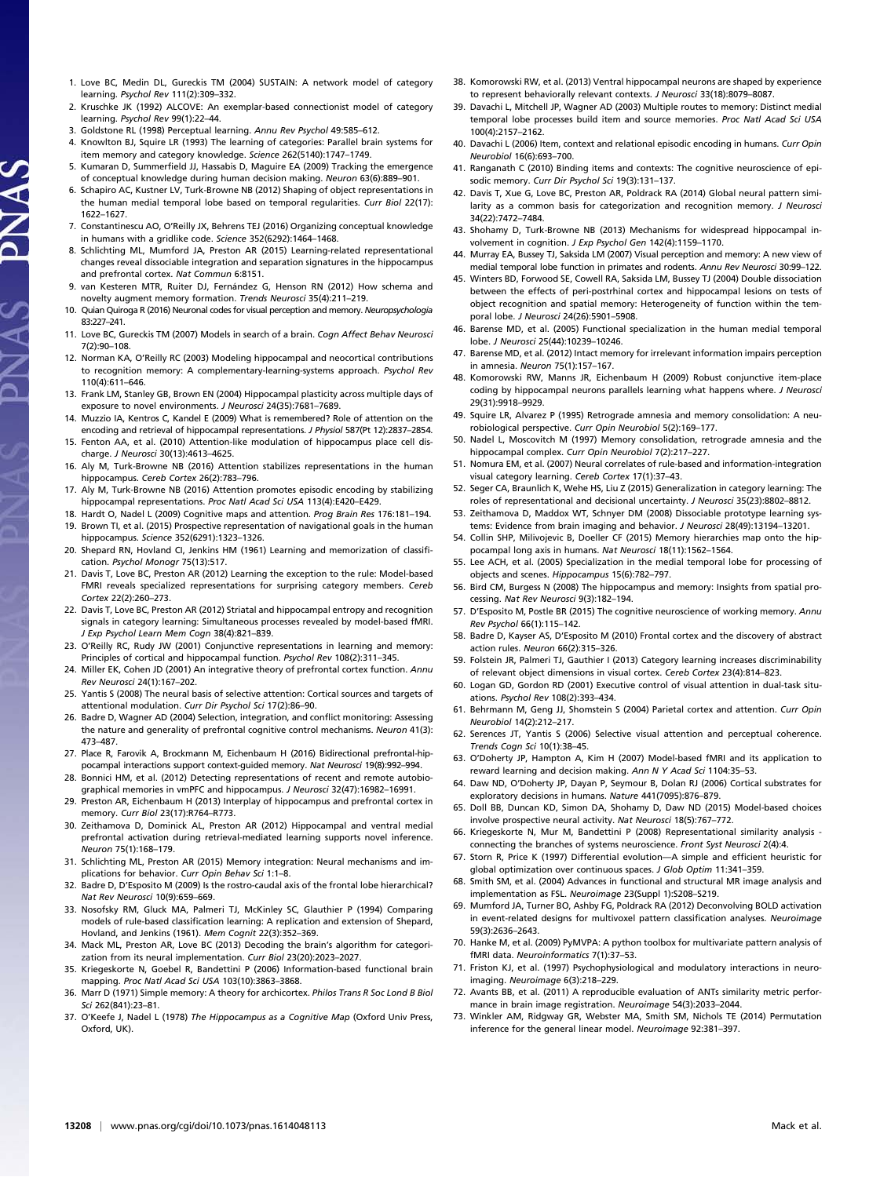1. Love BC, Medin DL, Gureckis TM (2004) SUSTAIN: A network model of category learning. *Psychol Rev* 111(2):309–332.
2. Kruschke JK (1992) ALCOVE: An exemplar-based connectionist model of category learning. *Psychol Rev* 99(1):22–44.
3. Goldstone RL (1998) Perceptual learning. *Annu Rev Psychol* 49:585–612.
4. Knowlton BJ, Squire LR (1993) The learning of categories: Parallel brain systems for item memory and category knowledge. *Science* 262(5140):1747–1749.
5. Kumaran D, Summerfield JJ, Hassabis D, Maguire EA (2009) Tracking the emergence of conceptual knowledge during human decision making. *Neuron* 63(6):889–901.
6. Schapiro AC, Kustner LV, Turk-Browne NB (2012) Shaping of object representations in the human medial temporal lobe based on temporal regularities. *Curr Biol* 22(17): 1622–1627.
7. Constantinescu AO, O'Reilly JX, Behrens TEJ (2016) Organizing conceptual knowledge in humans with a gridlike code. *Science* 352(6292):1464–1468.
8. Schlichting ML, Mumford JA, Preston AR (2015) Learning-related representational changes reveal dissociable integration and separation signatures in the hippocampus and prefrontal cortex. *Nat Commun* 6:8151.
9. van Kesteren MTR, Ruiter DJ, Fernández G, Henson RN (2012) How schema and novelty augment memory formation. *Trends Neurosci* 35(4):211–219.
10. Quian Quiroga R (2016) Neuronal codes for visual perception and memory. *Neuropsychologia* 83:227–241.
11. Love BC, Gureckis TM (2007) Models in search of a brain. *Cogn Affect Behav Neurosci* 7(2):90–108.
12. Norman KA, O'Reilly RC (2003) Modeling hippocampal and neocortical contributions to recognition memory: A complementary-learning-systems approach. *Psychol Rev* 110(4):611–646.
13. Frank LM, Stanley GB, Brown EN (2004) Hippocampal plasticity across multiple days of exposure to novel environments. *J Neurosci* 24(35):7681–7689.
14. Muzzio IA, Kentros C, Kandel E (2009) What is remembered? Role of attention on the encoding and retrieval of hippocampal representations. *J Physiol* 587(Pt 12):2837–2854.
15. Fenton AA, et al. (2010) Attention-like modulation of hippocampus place cell discharge. *J Neurosci* 30(13):4613–4625.
16. Aly M, Turk-Browne NB (2016) Attention stabilizes representations in the human hippocampus. *Cereb Cortex* 26(2):783–796.
17. Aly M, Turk-Browne NB (2016) Attention promotes episodic encoding by stabilizing hippocampal representations. *Proc Natl Acad Sci USA* 113(4):E420–E429.
18. Hardt O, Nadel L (2009) Cognitive maps and attention. *Prog Brain Res* 176:181–194.
19. Brown TI, et al. (2015) Prospective representation of navigational goals in the human hippocampus. *Science* 352(6291):1323–1326.
20. Shepard RN, Hovland CI, Jenkins HM (1961) Learning and memorization of classification. *Psychol Monogr* 75(13):517.
21. Davis T, Love BC, Preston AR (2012) Learning the exception to the rule: Model-based FMRI reveals specialized representations for surprising category members. *Cereb Cortex* 22(2):260–273.
22. Davis T, Love BC, Preston AR (2012) Striatal and hippocampal entropy and recognition signals in category learning: Simultaneous processes revealed by model-based fMRI. *J Exp Psychol Learn Mem Cogn* 38(4):821–839.
23. O'Reilly RC, Rudy JW (2001) Conjunctive representations in learning and memory: Principles of cortical and hippocampal function. *Psychol Rev* 108(2):311–345.
24. Miller EK, Cohen JD (2001) An integrative theory of prefrontal cortex function. *Annu Rev Neurosci* 24(1):167–202.
25. Yantis S (2008) The neural basis of selective attention: Cortical sources and targets of attentional modulation. *Curr Dir Psychol Sci* 17(2):86–90.
26. Badre D, Wagner AD (2004) Selection, integration, and conflict monitoring: Assessing the nature and generality of prefrontal cognitive control mechanisms. *Neuron* 41(3): 473–487.
27. Place R, Farovik A, Brockmann M, Eichenbaum H (2016) Bidirectional prefrontal-hippocampal interactions support context-guided memory. *Nat Neurosci* 19(8):992–994.
28. Bonnici HM, et al. (2012) Detecting representations of recent and remote autobiographical memories in vmPFC and hippocampus. *J Neurosci* 32(47):16982–16991.
29. Preston AR, Eichenbaum H (2013) Interplay of hippocampus and prefrontal cortex in memory. *Curr Biol* 23(17):R764–R773.
30. Zeithamova D, Dominick AL, Preston AR (2012) Hippocampal and ventral medial prefrontal activation during retrieval-mediated learning supports novel inference. *Neuron* 75(1):168–179.
31. Schlichting ML, Preston AR (2015) Memory integration: Neural mechanisms and implications for behavior. *Curr Opin Behav Sci* 1:1–8.
32. Badre D, D'Esposito M (2009) Is the rostro-caudal axis of the frontal lobe hierarchical? *Nat Rev Neurosci* 10(9):659–669.
33. Nosofsky RM, Gluck MA, Palmeri TJ, McKinley SC, Glauthier P (1994) Comparing models of rule-based classification learning: A replication and extension of Shepard, Hovland, and Jenkins (1961). *Mem Cognit* 22(3):352–369.
34. Mack ML, Preston AR, Love BC (2013) Decoding the brain's algorithm for categorization from its neural implementation. *Curr Biol* 23(20):2023–2027.
35. Kriegeskorte N, Goebel R, Bandettini P (2006) Information-based functional brain mapping. *Proc Natl Acad Sci USA* 103(10):3863–3868.
36. Marr D (1971) Simple memory: A theory for archicortex. *Philos Trans R Soc Lond B Biol Sci* 262(841):23–81.
37. O'Keefe J, Nadel L (1978) *The Hippocampus as a Cognitive Map* (Oxford Univ Press, Oxford, UK).
38. Komorowski RW, et al. (2013) Ventral hippocampal neurons are shaped by experience to represent behaviorally relevant contexts. *J Neurosci* 33(18):8079–8087.
39. Davachi L, Mitchell JP, Wagner AD (2003) Multiple routes to memory: Distinct medial temporal lobe processes build item and source memories. *Proc Natl Acad Sci USA* 100(4):2157–2162.
40. Davachi L (2006) Item, context and relational episodic encoding in humans. *Curr Opin Neurobiol* 16(6):693–700.
41. Ranganath C (2010) Binding items and contexts: The cognitive neuroscience of episodic memory. *Curr Dir Psychol Sci* 19(3):131–137.
42. Davis T, Xue G, Love BC, Preston AR, Poldrack RA (2014) Global neural pattern similarity as a common basis for categorization and recognition memory. *J Neurosci* 34(22):7472–7484.
43. Shohamy D, Turk-Browne NB (2013) Mechanisms for widespread hippocampal involvement in cognition. *J Exp Psychol Gen* 142(4):1159–1170.
44. Murray EA, Bussey TJ, Saksida LM (2007) Visual perception and memory: A new view of medial temporal lobe function in primates and rodents. *Annu Rev Neurosci* 30:99–122.
45. Winters BD, Forwood SE, Cowell RA, Saksida LM, Bussey TJ (2004) Double dissociation between the effects of peri-postrhinal cortex and hippocampal lesions on tests of object recognition and spatial memory: Heterogeneity of function within the temporal lobe. *J Neurosci* 24(26):5901–5908.
46. Barense MD, et al. (2005) Functional specialization in the human medial temporal lobe. *J Neurosci* 25(44):10239–10246.
47. Barense MD, et al. (2012) Intact memory for irrelevant information impairs perception in amnesia. *Neuron* 75(1):157–167.
48. Komorowski RW, Manns JR, Eichenbaum H (2009) Robust conjunctive item-place coding by hippocampal neurons parallels learning what happens where. *J Neurosci* 29(31):9918–9929.
49. Squire LR, Alvarez P (1995) Retrograde amnesia and memory consolidation: A neurobiological perspective. *Curr Opin Neurobiol* 5(2):169–177.
50. Nadel L, Moscovitch M (1997) Memory consolidation, retrograde amnesia and the hippocampal complex. *Curr Opin Neurobiol* 7(2):217–227.
51. Nomura EM, et al. (2007) Neural correlates of rule-based and information-integration visual category learning. *Cereb Cortex* 17(1):37–43.
52. Seger CA, Braunlich K, Wehe HS, Liu Z (2015) Generalization in category learning: The roles of representational and decisional uncertainty. *J Neurosci* 35(23):8802–8812.
53. Zeithamova D, Maddox WT, Schnyer DM (2008) Dissociable prototype learning systems: Evidence from brain imaging and behavior. *J Neurosci* 28(49):13194–13201.
54. Collin SHP, Milivojevic B, Doeller CF (2015) Memory hierarchies map onto the hippocampal long axis in humans. *Nat Neurosci* 18(11):1562–1564.
55. Lee ACH, et al. (2005) Specialization in the medial temporal lobe for processing of objects and scenes. *Hippocampus* 15(6):782–797.
56. Bird CM, Burgess N (2008) The hippocampus and memory: Insights from spatial processing. *Nat Rev Neurosci* 9(3):182–194.
57. D'Esposito M, Postle BR (2015) The cognitive neuroscience of working memory. *Annu Rev Psychol* 66(1):115–142.
58. Badre D, Kayser AS, D'Esposito M (2010) Frontal cortex and the discovery of abstract action rules. *Neuron* 66(2):315–326.
59. Folstein JR, Palmeri TJ, Gauthier I (2013) Category learning increases discriminability of relevant object dimensions in visual cortex. *Cereb Cortex* 23(4):814–823.
60. Logan GD, Gordon RD (2001) Executive control of visual attention in dual-task situations. *Psychol Rev* 108(2):393–434.
61. Behrmann M, Geng JJ, Shomstein S (2004) Parietal cortex and attention. *Curr Opin Neurobiol* 14(2):212–217.
62. Serences JT, Yantis S (2006) Selective visual attention and perceptual coherence. *Trends Cogn Sci* 10(1):38–45.
63. O'Doherty JP, Hampton A, Kim H (2007) Model-based fMRI and its application to reward learning and decision making. *Ann N Y Acad Sci* 1104:35–53.
64. Daw ND, O'Doherty JP, Dayan P, Seymour B, Dolan RJ (2006) Cortical substrates for exploratory decisions in humans. *Nature* 441(7095):876–879.
65. Doll BB, Duncan KD, Simon DA, Shohamy D, Daw ND (2015) Model-based choices involve prospective neural activity. *Nat Neurosci* 18(5):767–772.
66. Kriegeskorte N, Mur M, Bandettini P (2008) Representational similarity analysis - connecting the branches of systems neuroscience. *Front Syst Neurosci* 2(4):4.
67. Storn R, Price K (1997) Differential evolution—A simple and efficient heuristic for global optimization over continuous spaces. *J Glob Optim* 11:341–359.
68. Smith SM, et al. (2004) Advances in functional and structural MR image analysis and implementation as FSL. *Neuroimage* 23(Suppl 1):S208–S219.
69. Mumford JA, Turner BO, Ashby FG, Poldrack RA (2012) Deconvolving BOLD activation in event-related designs for multivoxel pattern classification analyses. *Neuroimage* 59(3):2636–2643.
70. Hanke M, et al. (2009) PyMVPA: A python toolbox for multivariate pattern analysis of fMRI data. *Neuroinformatics* 7(1):37–53.
71. Friston KJ, et al. (1997) Psychophysiological and modulatory interactions in neuroimaging. *Neuroimage* 6(3):218–229.
72. Avants BB, et al. (2011) A reproducible evaluation of ANTs similarity metric performance in brain image registration. *Neuroimage* 54(3):2033–2044.
73. Winkler AM, Ridgway GR, Webster MA, Smith SM, Nichols TE (2014) Permutation inference for the general linear model. *Neuroimage* 92:381–397.